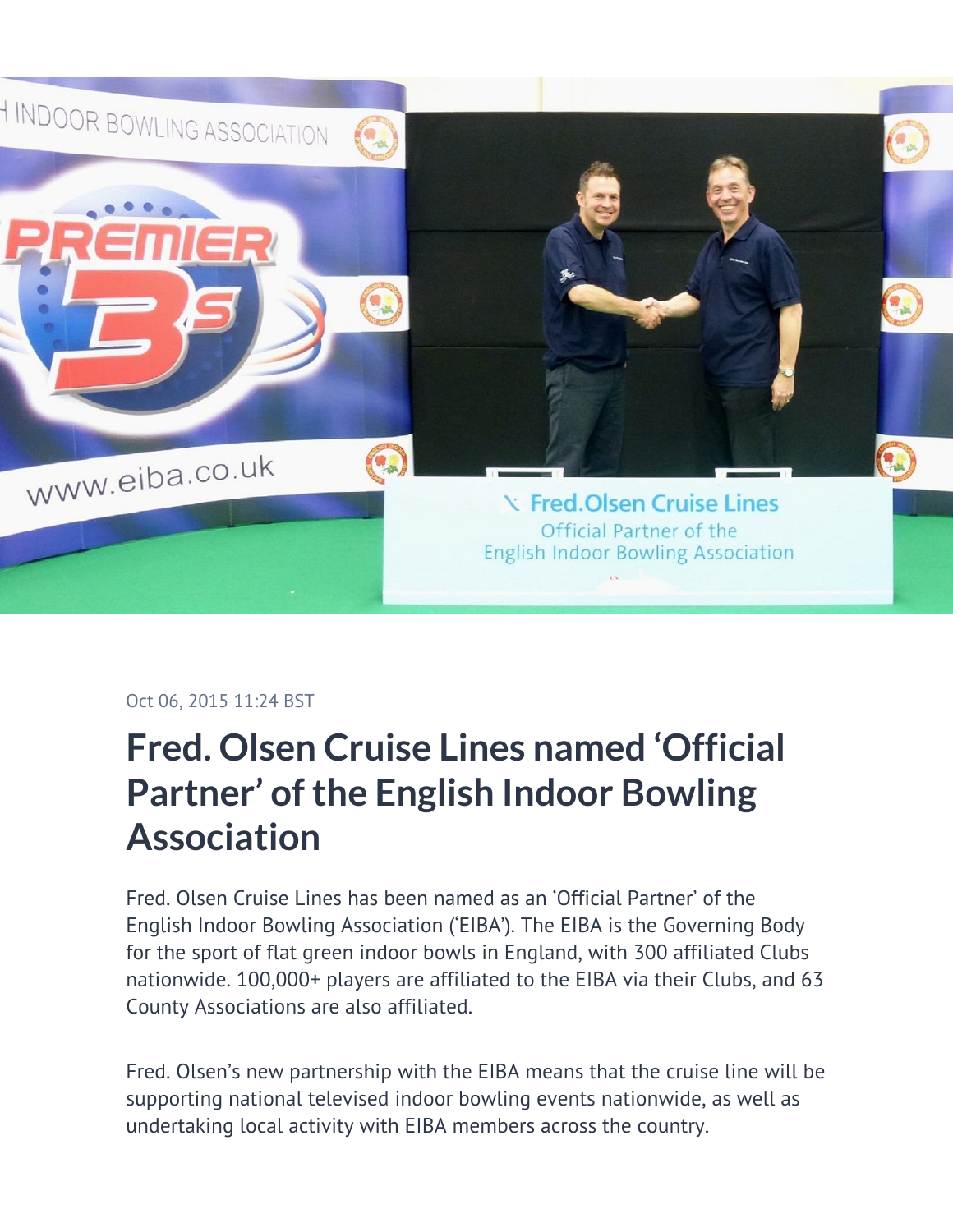Oct 06, 2015 11:24 BST

# Fred. Olsen Cruise Lines named ‘Official Partner’ of the English Indoor Bowling Association

Fred. Olsen Cruise Lines has been named as an ‘Official Partner’ of the English Indoor Bowling Association (‘EIBA’). The EIBA is the Governing Body for the sport of flat green indoor bowls in England, with 300 affiliated Clubs nationwide. 100,000+ players are affiliated to the EIBA via their Clubs, and 63 County Associations are also affiliated.

Fred. Olsen’s new partnership with the EIBA means that the cruise line will be supporting national televised indoor bowling events nationwide, as well as undertaking local activity with EIBA members across the country.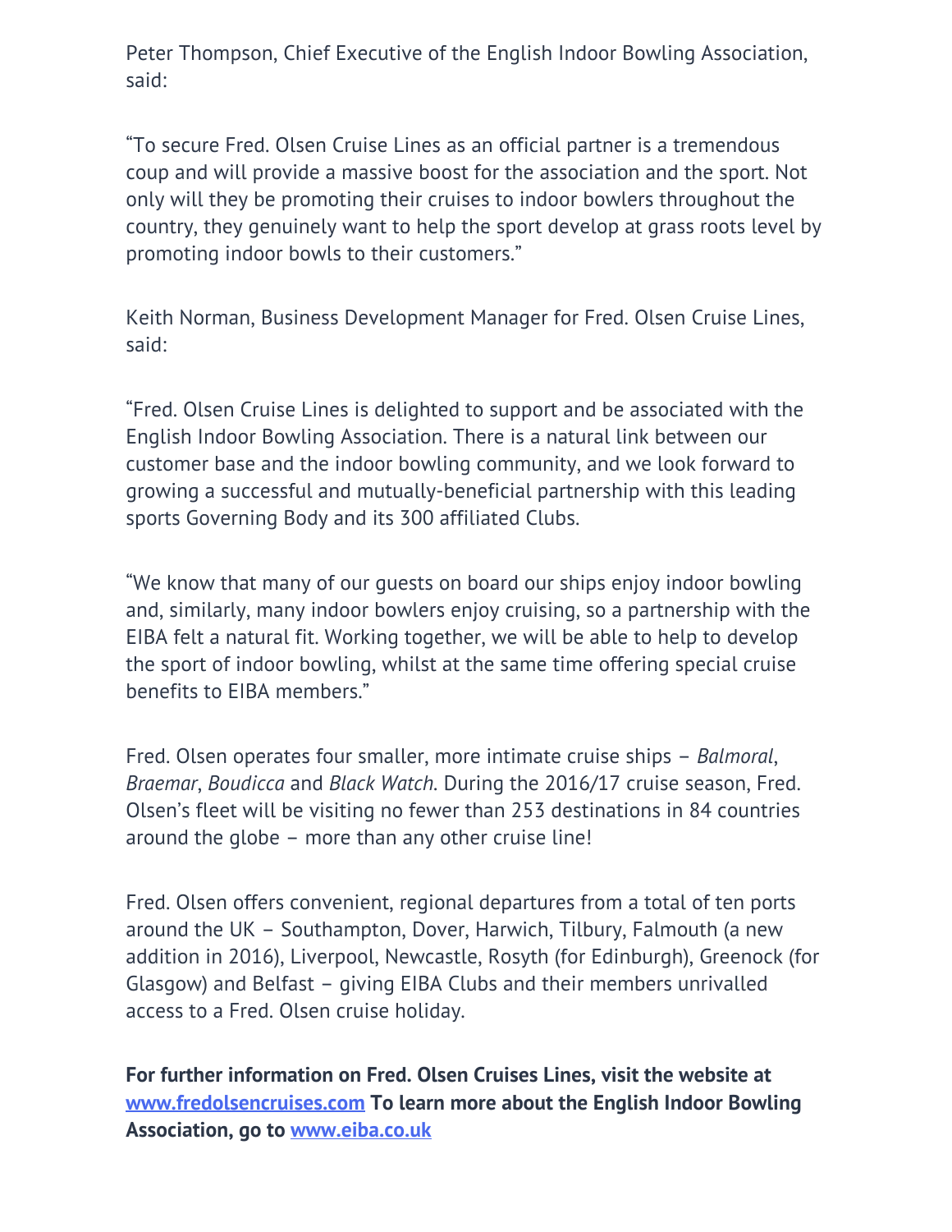Peter Thompson, Chief Executive of the English Indoor Bowling Association, said:

“To secure Fred. Olsen Cruise Lines as an official partner is a tremendous coup and will provide a massive boost for the association and the sport. Not only will they be promoting their cruises to indoor bowlers throughout the country, they genuinely want to help the sport develop at grass roots level by promoting indoor bowls to their customers.”

Keith Norman, Business Development Manager for Fred. Olsen Cruise Lines, said:

“Fred. Olsen Cruise Lines is delighted to support and be associated with the English Indoor Bowling Association. There is a natural link between our customer base and the indoor bowling community, and we look forward to growing a successful and mutually-beneficial partnership with this leading sports Governing Body and its 300 affiliated Clubs.

“We know that many of our guests on board our ships enjoy indoor bowling and, similarly, many indoor bowlers enjoy cruising, so a partnership with the EIBA felt a natural fit. Working together, we will be able to help to develop the sport of indoor bowling, whilst at the same time offering special cruise benefits to EIBA members.”

Fred. Olsen operates four smaller, more intimate cruise ships – *Balmoral*, *Braemar*, *Boudicca* and *Black Watch*. During the 2016/17 cruise season, Fred. Olsen’s fleet will be visiting no fewer than 253 destinations in 84 countries around the globe – more than any other cruise line!

Fred. Olsen offers convenient, regional departures from a total of ten ports around the UK – Southampton, Dover, Harwich, Tilbury, Falmouth (a new addition in 2016), Liverpool, Newcastle, Rosyth (for Edinburgh), Greenock (for Glasgow) and Belfast – giving EIBA Clubs and their members unrivalled access to a Fred. Olsen cruise holiday.

**For further information on Fred. Olsen Cruises Lines, visit the website at [www.fredolsencruises.com](http://www.fredolsencruises.com) To learn more about the English Indoor Bowling Association, go to [www.eiba.co.uk](http://www.eiba.co.uk)**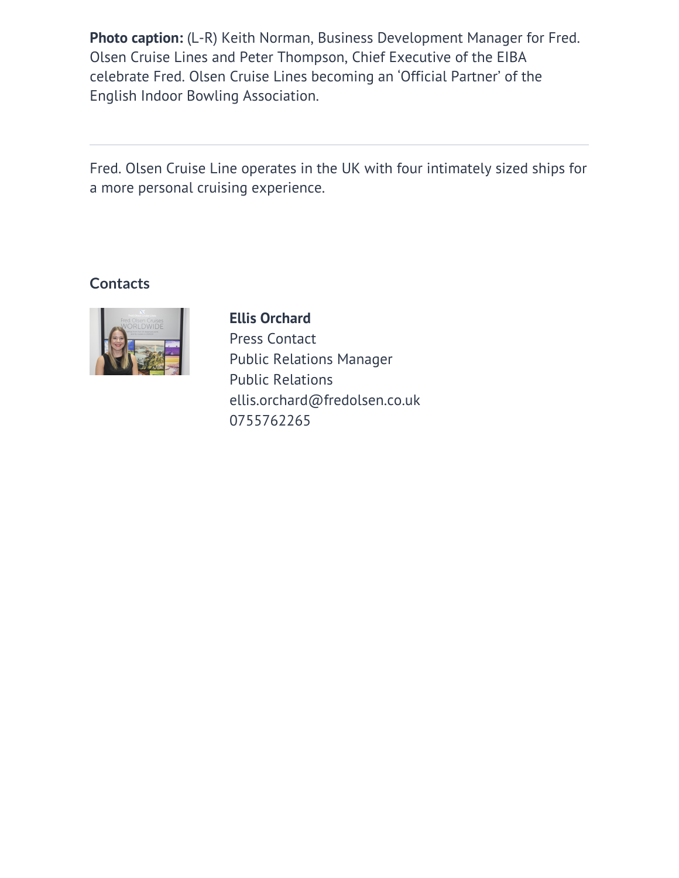**Photo caption:** (L-R) Keith Norman, Business Development Manager for Fred. Olsen Cruise Lines and Peter Thompson, Chief Executive of the EIBA celebrate Fred. Olsen Cruise Lines becoming an 'Official Partner' of the English Indoor Bowling Association.

---

Fred. Olsen Cruise Line operates in the UK with four intimately sized ships for a more personal cruising experience.

### Contacts

**Ellis Orchard**
Press Contact
Public Relations Manager
Public Relations
ellis.orchard@fredolsen.co.uk
0755762265